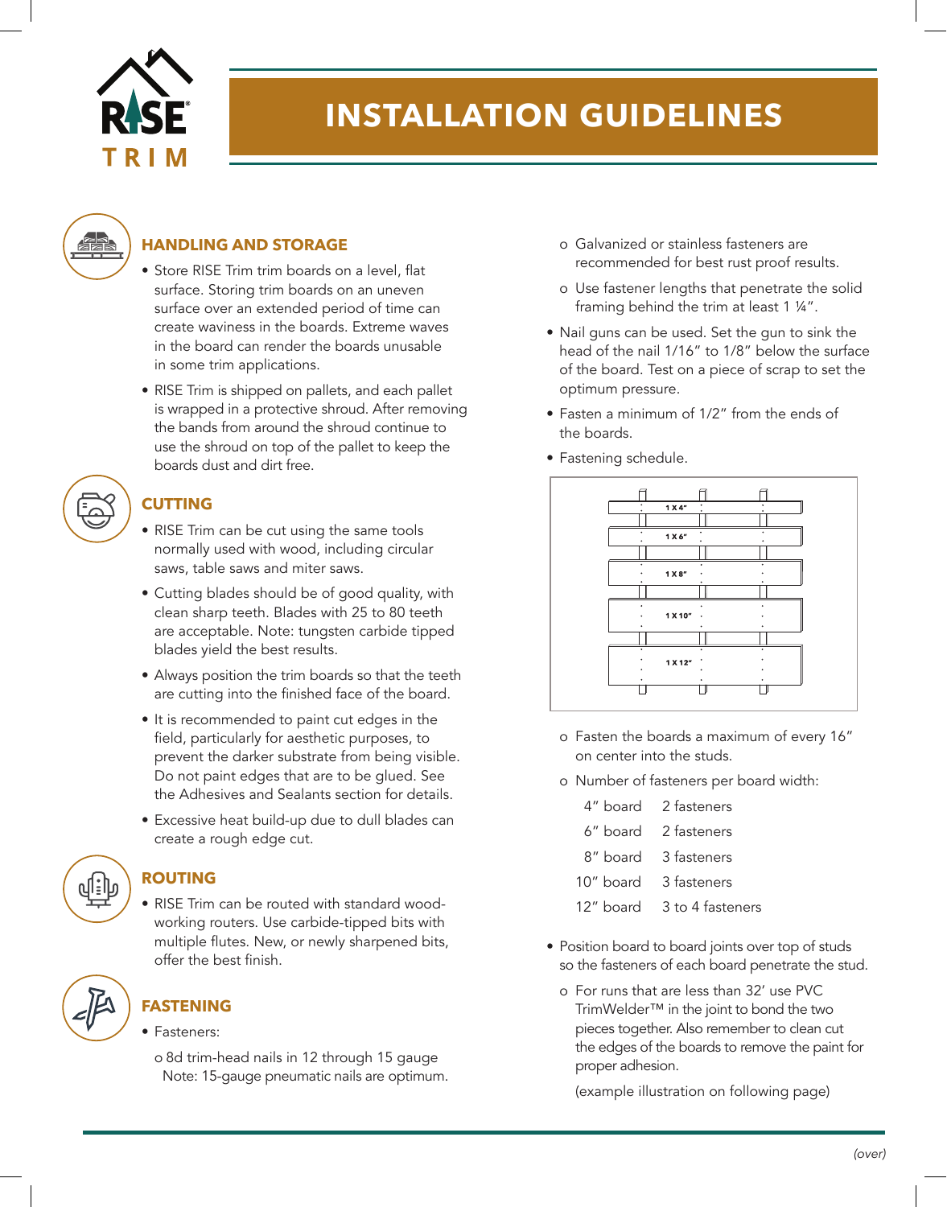RISE TRIM

# INSTALLATION GUIDELINES

## HANDLING AND STORAGE

- Store RISE Trim trim boards on a level, flat surface. Storing trim boards on an uneven surface over an extended period of time can create waviness in the boards. Extreme waves in the board can render the boards unusable in some trim applications.
- RISE Trim is shipped on pallets, and each pallet is wrapped in a protective shroud. After removing the bands from around the shroud continue to use the shroud on top of the pallet to keep the boards dust and dirt free.

## CUTTING

- RISE Trim can be cut using the same tools normally used with wood, including circular saws, table saws and miter saws.
- Cutting blades should be of good quality, with clean sharp teeth. Blades with 25 to 80 teeth are acceptable. Note: tungsten carbide tipped blades yield the best results.
- Always position the trim boards so that the teeth are cutting into the finished face of the board.
- It is recommended to paint cut edges in the field, particularly for aesthetic purposes, to prevent the darker substrate from being visible. Do not paint edges that are to be glued. See the Adhesives and Sealants section for details.
- Excessive heat build-up due to dull blades can create a rough edge cut.

## ROUTING

- RISE Trim can be routed with standard wood-working routers. Use carbide-tipped bits with multiple flutes. New, or newly sharpened bits, offer the best finish.

## FASTENING

- Fasteners:
  - 8d trim-head nails in 12 through 15 gauge Note: 15-gauge pneumatic nails are optimum.
  - Galvanized or stainless fasteners are recommended for best rust proof results.
  - Use fastener lengths that penetrate the solid framing behind the trim at least 1 ¼".
- Nail guns can be used. Set the gun to sink the head of the nail 1/16" to 1/8" below the surface of the board. Test on a piece of scrap to set the optimum pressure.
- Fasten a minimum of 1/2" from the ends of the boards.
- Fastening schedule.

1 X 4" | 1 X 6" | 1 X 8" | 1 X 10" | 1 X 12"

  - Fasten the boards a maximum of every 16" on center into the studs.
  - Number of fasteners per board width:

| | |
|---|---|
| 4" board | 2 fasteners |
| 6" board | 2 fasteners |
| 8" board | 3 fasteners |
| 10" board | 3 fasteners |
| 12" board | 3 to 4 fasteners |

- Position board to board joints over top of studs so the fasteners of each board penetrate the stud.
  - For runs that are less than 32' use PVC TrimWelder™ in the joint to bond the two pieces together. Also remember to clean cut the edges of the boards to remove the paint for proper adhesion.

  (example illustration on following page)

*(over)*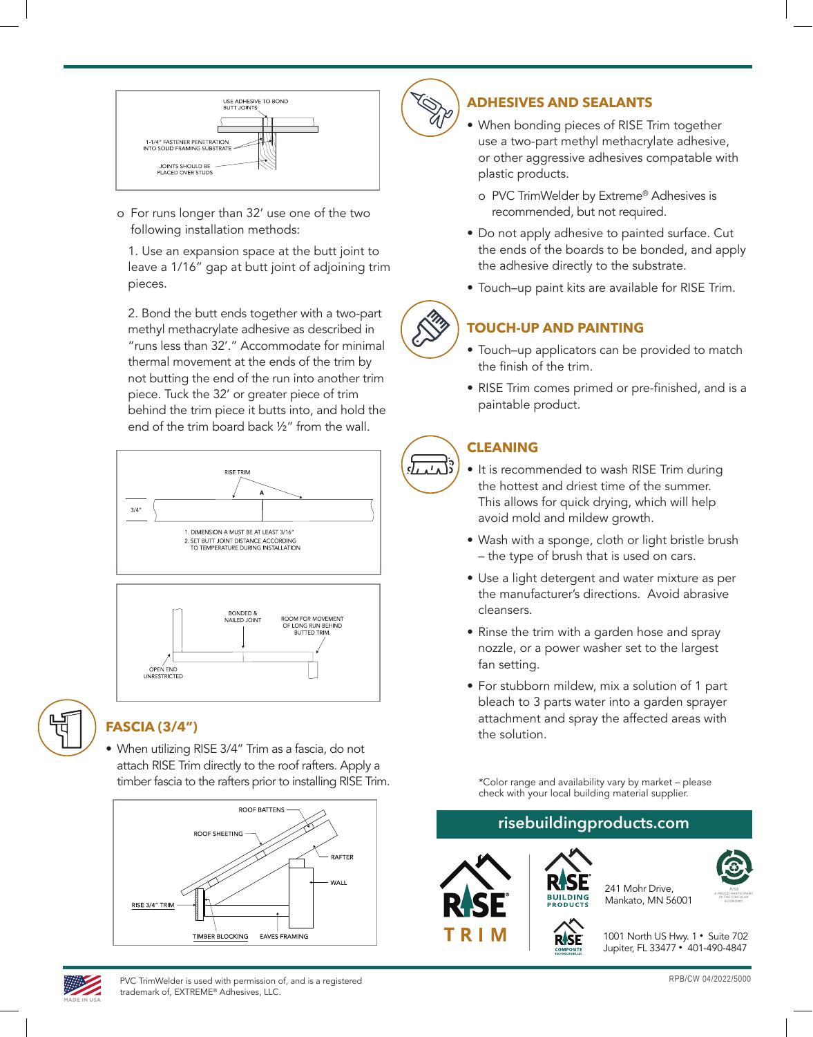USE ADHESIVE TO BOND BUTT JOINTS

1-1/4" FASTENER PENETRATION INTO SOLID FRAMING SUBSTRATE

JOINTS SHOULD BE PLACED OVER STUDS

- o For runs longer than 32' use one of the two following installation methods:

  1. Use an expansion space at the butt joint to leave a 1/16" gap at butt joint of adjoining trim pieces.

  2. Bond the butt ends together with a two-part methyl methacrylate adhesive as described in "runs less than 32'." Accommodate for minimal thermal movement at the ends of the trim by not butting the end of the run into another trim piece. Tuck the 32' or greater piece of trim behind the trim piece it butts into, and hold the end of the trim board back ½" from the wall.

RISE TRIM

A

3/4"

1. DIMENSION A MUST BE AT LEAST 3/16"
2. SET BUTT JOINT DISTANCE ACCORDING TO TEMPERATURE DURING INSTALLATION

BONDED & NAILED JOINT

ROOM FOR MOVEMENT OF LONG RUN BEHIND BUTTED TRIM.

OPEN END UNRESTRICTED

## FASCIA (3/4")

- When utilizing RISE 3/4" Trim as a fascia, do not attach RISE Trim directly to the roof rafters. Apply a timber fascia to the rafters prior to installing RISE Trim.

ROOF BATTENS

ROOF SHEETING

RAFTER

WALL

RISE 3/4" TRIM

TIMBER BLOCKING

EAVES FRAMING

## ADHESIVES AND SEALANTS

- When bonding pieces of RISE Trim together use a two-part methyl methacrylate adhesive, or other aggressive adhesives compatible with plastic products.
  - o PVC TrimWelder by Extreme® Adhesives is recommended, but not required.
- Do not apply adhesive to painted surface. Cut the ends of the boards to be bonded, and apply the adhesive directly to the substrate.
- Touch–up paint kits are available for RISE Trim.

## TOUCH-UP AND PAINTING

- Touch–up applicators can be provided to match the finish of the trim.
- RISE Trim comes primed or pre-finished, and is a paintable product.

## CLEANING

- It is recommended to wash RISE Trim during the hottest and driest time of the summer. This allows for quick drying, which will help avoid mold and mildew growth.
- Wash with a sponge, cloth or light bristle brush – the type of brush that is used on cars.
- Use a light detergent and water mixture as per the manufacturer's directions. Avoid abrasive cleansers.
- Rinse the trim with a garden hose and spray nozzle, or a power washer set to the largest fan setting.
- For stubborn mildew, mix a solution of 1 part bleach to 3 parts water into a garden sprayer attachment and spray the affected areas with the solution.

*Color range and availability vary by market – please check with your local building material supplier.

risebuildingproducts.com

RISE TRIM

RISE BUILDING PRODUCTS

241 Mohr Drive,
Mankato, MN 56001

RISE A PROUD PARTICIPANT IN THE CIRCULAR ECONOMY

RISE COMPOSITE TECHNOLOGIES, LLC

1001 North US Hwy. 1 • Suite 702
Jupiter, FL 33477 • 401-490-4847

MADE IN USA

PVC TrimWelder is used with permission of, and is a registered trademark of, EXTREME® Adhesives, LLC.

RPB/CW 04/2022/5000